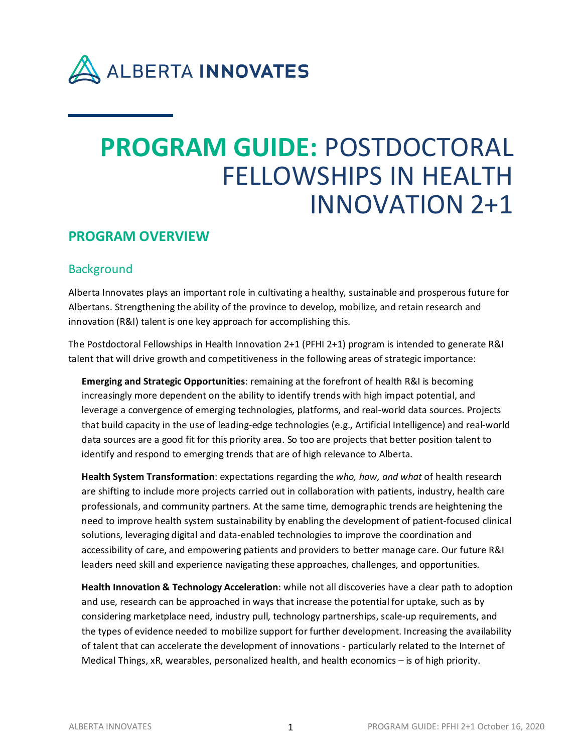ALBERTA **INNOVATES**

# **PROGRAM GUIDE:** POSTDOCTORAL FELLOWSHIPS IN HEALTH INNOVATION 2+1

## PROGRAM OVERVIEW

### Background

Alberta Innovates plays an important role in cultivating a healthy, sustainable and prosperous future for Albertans. Strengthening the ability of the province to develop, mobilize, and retain research and innovation (R&I) talent is one key approach for accomplishing this.

The Postdoctoral Fellowships in Health Innovation 2+1 (PFHI 2+1) program is intended to generate R&I talent that will drive growth and competitiveness in the following areas of strategic importance:

**Emerging and Strategic Opportunities**: remaining at the forefront of health R&I is becoming increasingly more dependent on the ability to identify trends with high impact potential, and leverage a convergence of emerging technologies, platforms, and real-world data sources. Projects that build capacity in the use of leading-edge technologies (e.g., Artificial Intelligence) and real-world data sources are a good fit for this priority area. So too are projects that better position talent to identify and respond to emerging trends that are of high relevance to Alberta.

**Health System Transformation**: expectations regarding the *who, how, and what* of health research are shifting to include more projects carried out in collaboration with patients, industry, health care professionals, and community partners. At the same time, demographic trends are heightening the need to improve health system sustainability by enabling the development of patient-focused clinical solutions, leveraging digital and data-enabled technologies to improve the coordination and accessibility of care, and empowering patients and providers to better manage care. Our future R&I leaders need skill and experience navigating these approaches, challenges, and opportunities.

**Health Innovation & Technology Acceleration**: while not all discoveries have a clear path to adoption and use, research can be approached in ways that increase the potential for uptake, such as by considering marketplace need, industry pull, technology partnerships, scale-up requirements, and the types of evidence needed to mobilize support for further development. Increasing the availability of talent that can accelerate the development of innovations - particularly related to the Internet of Medical Things, xR, wearables, personalized health, and health economics – is of high priority.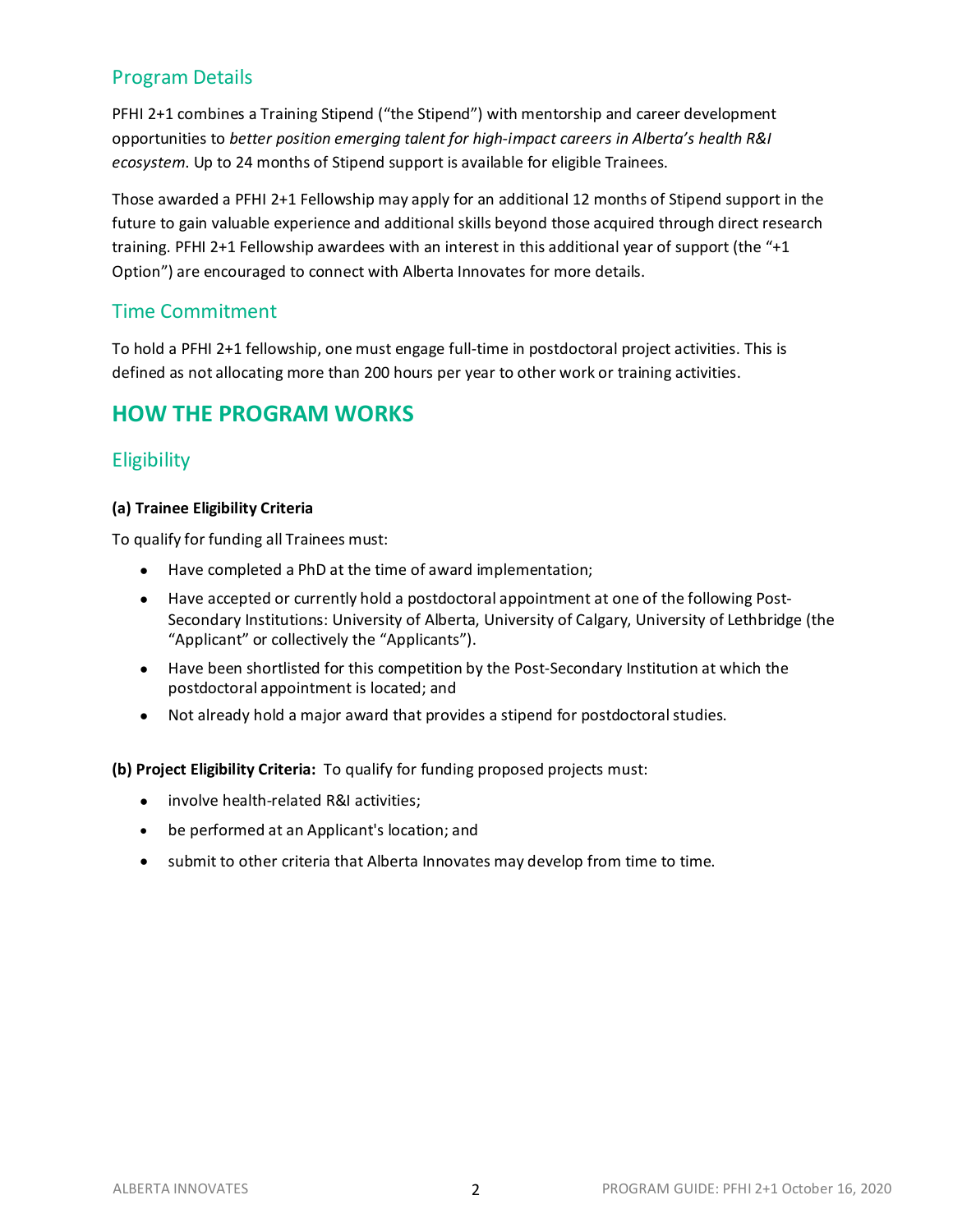### Program Details

PFHI 2+1 combines a Training Stipend ("the Stipend") with mentorship and career development opportunities to *better position emerging talent for high-impact careers in Alberta's health R&I ecosystem*. Up to 24 months of Stipend support is available for eligible Trainees.

Those awarded a PFHI 2+1 Fellowship may apply for an additional 12 months of Stipend support in the future to gain valuable experience and additional skills beyond those acquired through direct research training. PFHI 2+1 Fellowship awardees with an interest in this additional year of support (the "+1 Option") are encouraged to connect with Alberta Innovates for more details.

### Time Commitment

To hold a PFHI 2+1 fellowship, one must engage full-time in postdoctoral project activities. This is defined as not allocating more than 200 hours per year to other work or training activities.

## HOW THE PROGRAM WORKS

### Eligibility

**(a) Trainee Eligibility Criteria**

To qualify for funding all Trainees must:

- Have completed a PhD at the time of award implementation;
- Have accepted or currently hold a postdoctoral appointment at one of the following Post-Secondary Institutions: University of Alberta, University of Calgary, University of Lethbridge (the "Applicant" or collectively the "Applicants").
- Have been shortlisted for this competition by the Post-Secondary Institution at which the postdoctoral appointment is located; and
- Not already hold a major award that provides a stipend for postdoctoral studies.

**(b) Project Eligibility Criteria:** To qualify for funding proposed projects must:

- involve health-related R&I activities;
- be performed at an Applicant's location; and
- submit to other criteria that Alberta Innovates may develop from time to time.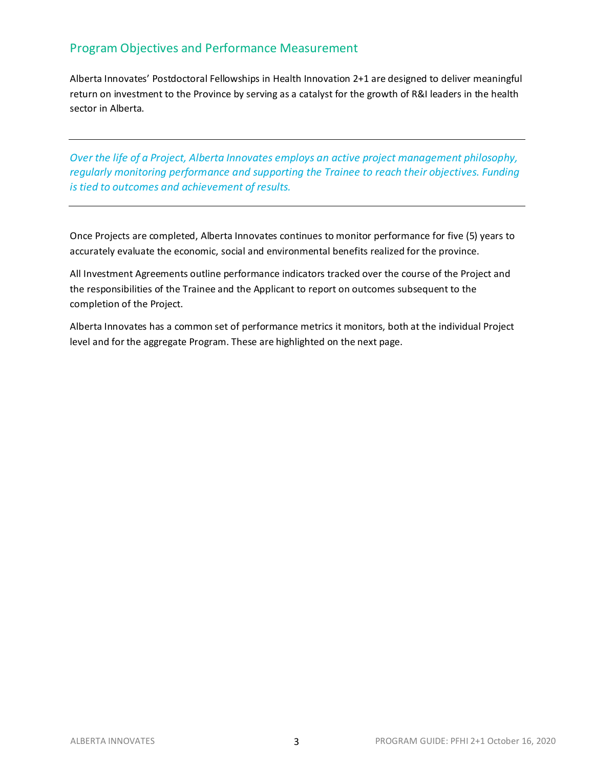## Program Objectives and Performance Measurement

Alberta Innovates' Postdoctoral Fellowships in Health Innovation 2+1 are designed to deliver meaningful return on investment to the Province by serving as a catalyst for the growth of R&I leaders in the health sector in Alberta.

---

*Over the life of a Project, Alberta Innovates employs an active project management philosophy, regularly monitoring performance and supporting the Trainee to reach their objectives. Funding is tied to outcomes and achievement of results.*

---

Once Projects are completed, Alberta Innovates continues to monitor performance for five (5) years to accurately evaluate the economic, social and environmental benefits realized for the province.

All Investment Agreements outline performance indicators tracked over the course of the Project and the responsibilities of the Trainee and the Applicant to report on outcomes subsequent to the completion of the Project.

Alberta Innovates has a common set of performance metrics it monitors, both at the individual Project level and for the aggregate Program. These are highlighted on the next page.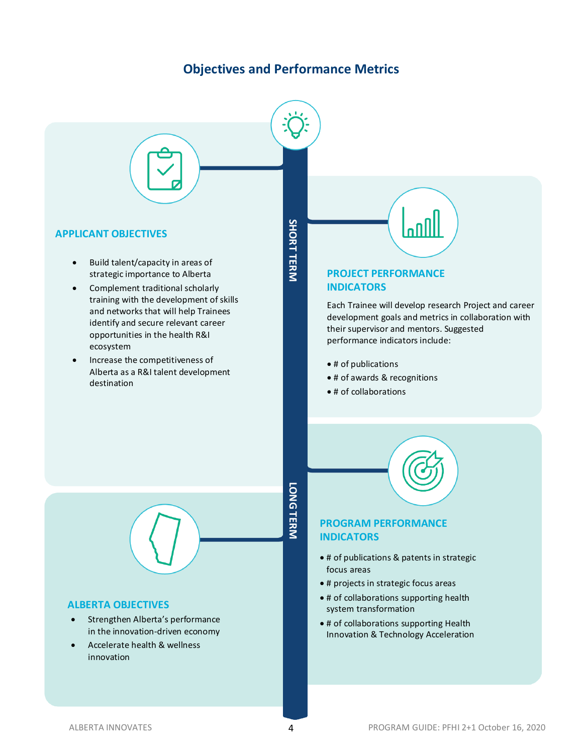# Objectives and Performance Metrics

SHORT TERM

## APPLICANT OBJECTIVES

- Build talent/capacity in areas of strategic importance to Alberta
- Complement traditional scholarly training with the development of skills and networks that will help Trainees identify and secure relevant career opportunities in the health R&I ecosystem
- Increase the competitiveness of Alberta as a R&I talent development destination

## PROJECT PERFORMANCE INDICATORS

Each Trainee will develop research Project and career development goals and metrics in collaboration with their supervisor and mentors. Suggested performance indicators include:

- # of publications
- # of awards & recognitions
- # of collaborations

LONG TERM

## ALBERTA OBJECTIVES

- Strengthen Alberta's performance in the innovation-driven economy
- Accelerate health & wellness innovation

## PROGRAM PERFORMANCE INDICATORS

- # of publications & patents in strategic focus areas
- # projects in strategic focus areas
- # of collaborations supporting health system transformation
- # of collaborations supporting Health Innovation & Technology Acceleration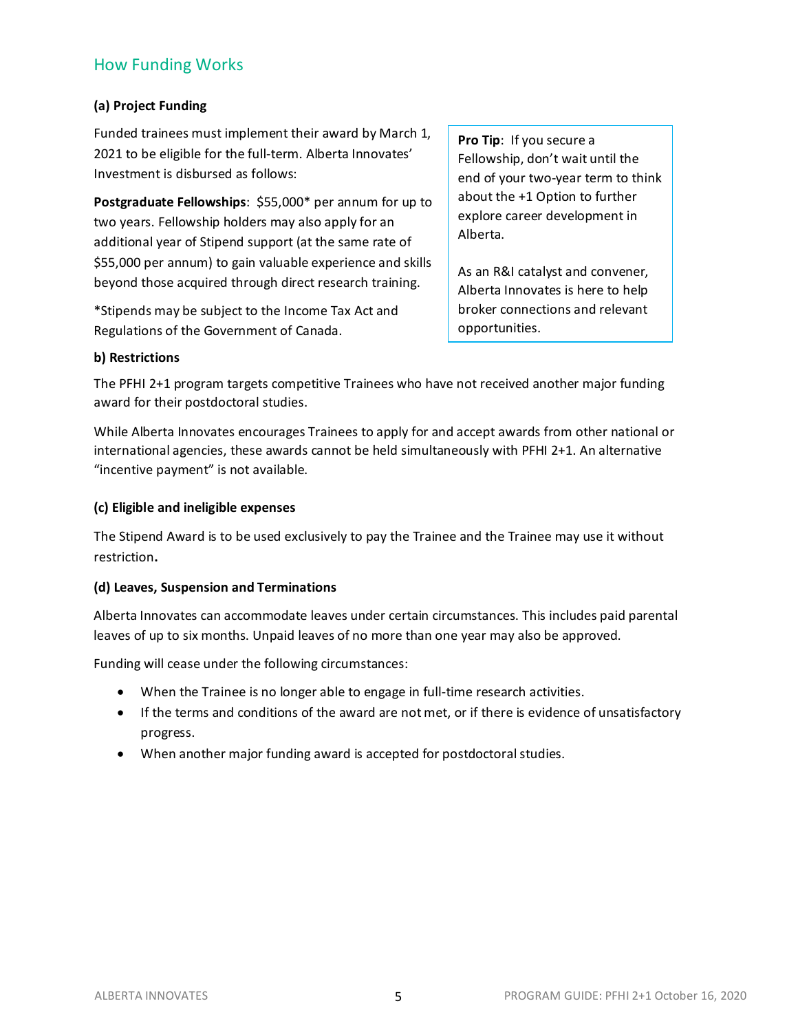## How Funding Works

**(a) Project Funding**

Funded trainees must implement their award by March 1, 2021 to be eligible for the full-term. Alberta Innovates' Investment is disbursed as follows:

**Postgraduate Fellowships**: $55,000* per annum for up to two years. Fellowship holders may also apply for an additional year of Stipend support (at the same rate of $55,000 per annum) to gain valuable experience and skills beyond those acquired through direct research training.

*Stipends may be subject to the Income Tax Act and Regulations of the Government of Canada.

> **Pro Tip**: If you secure a Fellowship, don't wait until the end of your two-year term to think about the +1 Option to further explore career development in Alberta.
>
> As an R&I catalyst and convener, Alberta Innovates is here to help broker connections and relevant opportunities.

**b) Restrictions**

The PFHI 2+1 program targets competitive Trainees who have not received another major funding award for their postdoctoral studies.

While Alberta Innovates encourages Trainees to apply for and accept awards from other national or international agencies, these awards cannot be held simultaneously with PFHI 2+1. An alternative "incentive payment" is not available.

**(c) Eligible and ineligible expenses**

The Stipend Award is to be used exclusively to pay the Trainee and the Trainee may use it without restriction.

**(d) Leaves, Suspension and Terminations**

Alberta Innovates can accommodate leaves under certain circumstances. This includes paid parental leaves of up to six months. Unpaid leaves of no more than one year may also be approved.

Funding will cease under the following circumstances:

- When the Trainee is no longer able to engage in full-time research activities.
- If the terms and conditions of the award are not met, or if there is evidence of unsatisfactory progress.
- When another major funding award is accepted for postdoctoral studies.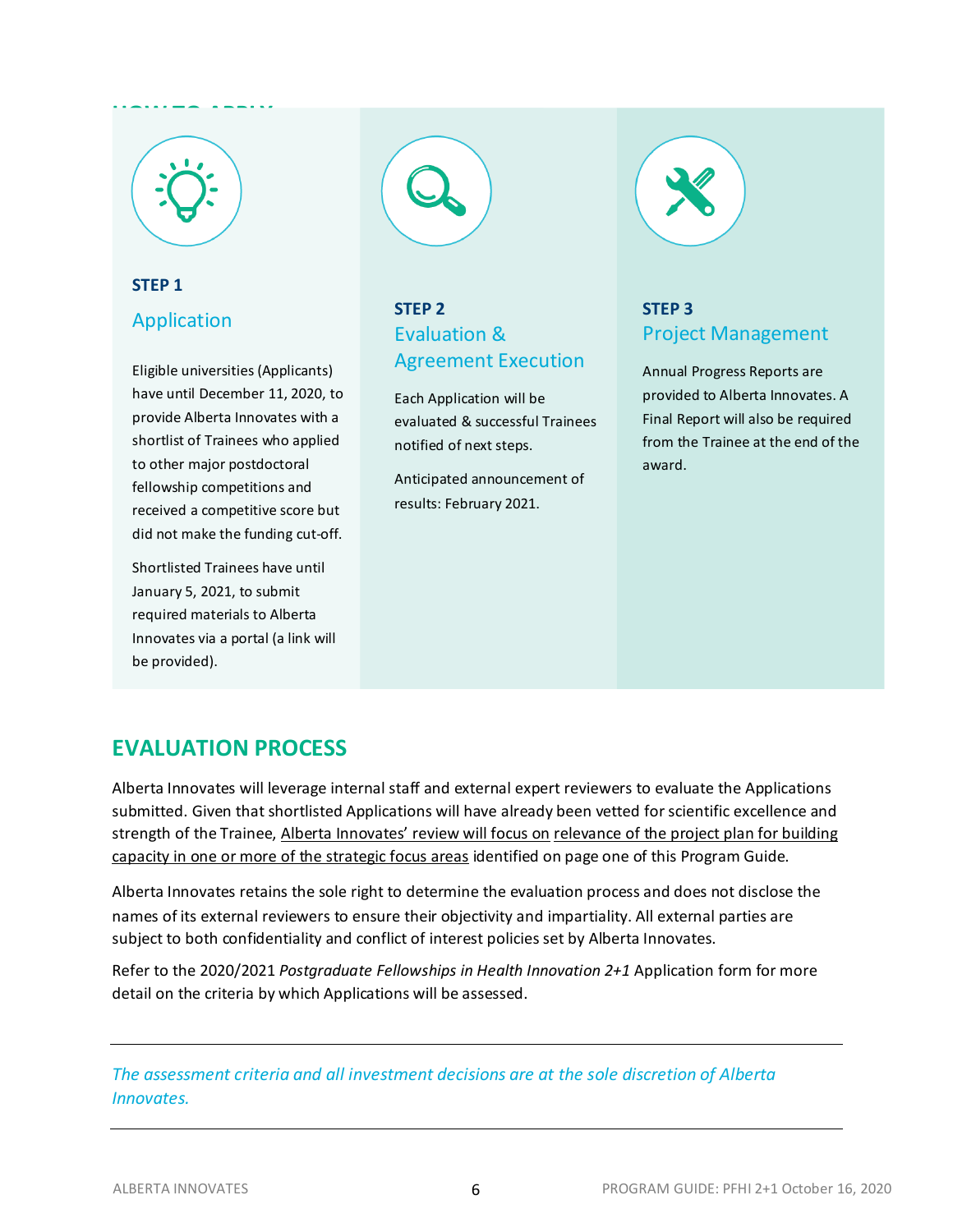### STEP 1

#### Application

Eligible universities (Applicants) have until December 11, 2020, to provide Alberta Innovates with a shortlist of Trainees who applied to other major postdoctoral fellowship competitions and received a competitive score but did not make the funding cut-off.

Shortlisted Trainees have until January 5, 2021, to submit required materials to Alberta Innovates via a portal (a link will be provided).

### STEP 2

#### Evaluation & Agreement Execution

Each Application will be evaluated & successful Trainees notified of next steps.

Anticipated announcement of results: February 2021.

### STEP 3

#### Project Management

Annual Progress Reports are provided to Alberta Innovates. A Final Report will also be required from the Trainee at the end of the award.

## EVALUATION PROCESS

Alberta Innovates will leverage internal staff and external expert reviewers to evaluate the Applications submitted. Given that shortlisted Applications will have already been vetted for scientific excellence and strength of the Trainee, Alberta Innovates' review will focus on relevance of the project plan for building capacity in one or more of the strategic focus areas identified on page one of this Program Guide.

Alberta Innovates retains the sole right to determine the evaluation process and does not disclose the names of its external reviewers to ensure their objectivity and impartiality. All external parties are subject to both confidentiality and conflict of interest policies set by Alberta Innovates.

Refer to the 2020/2021 *Postgraduate Fellowships in Health Innovation 2+1* Application form for more detail on the criteria by which Applications will be assessed.

---

*The assessment criteria and all investment decisions are at the sole discretion of Alberta Innovates.*

---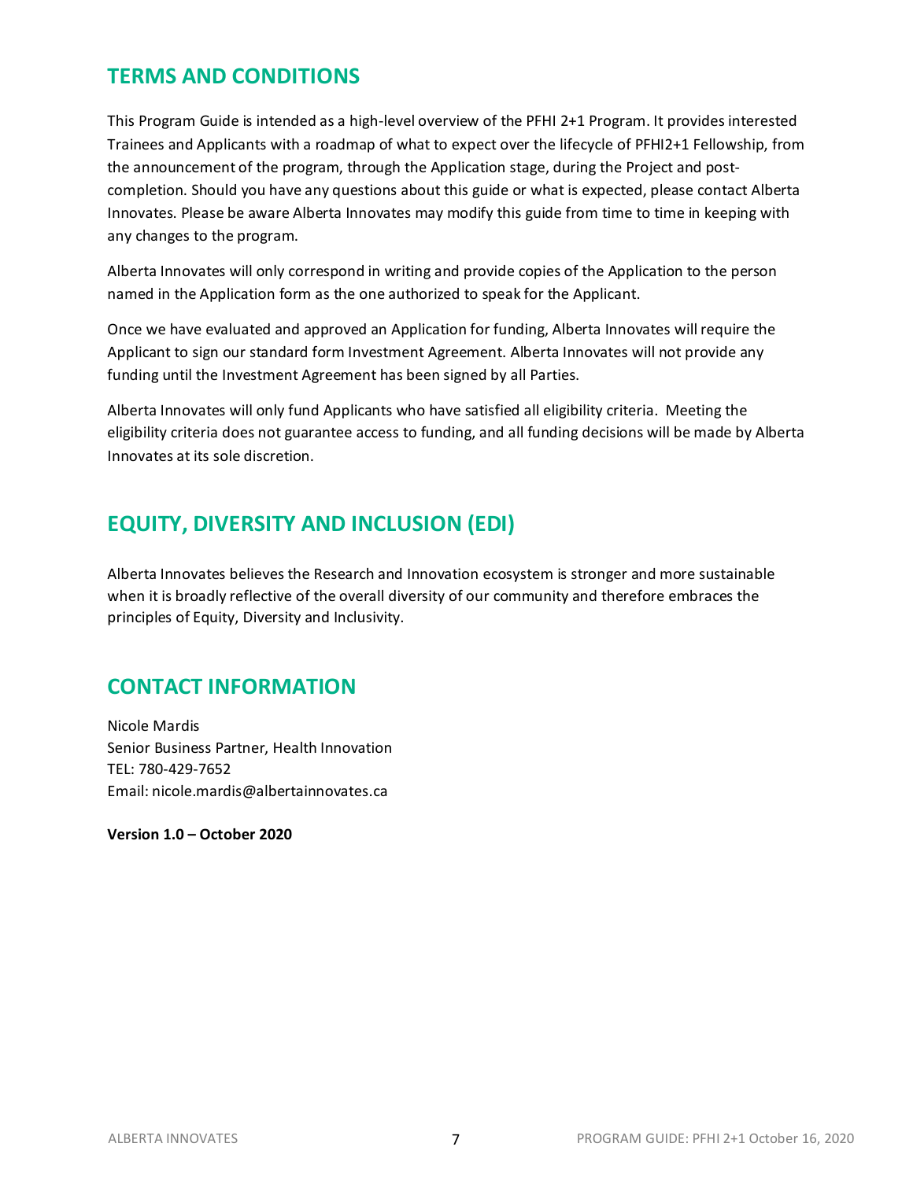## TERMS AND CONDITIONS

This Program Guide is intended as a high-level overview of the PFHI 2+1 Program. It provides interested Trainees and Applicants with a roadmap of what to expect over the lifecycle of PFHI2+1 Fellowship, from the announcement of the program, through the Application stage, during the Project and post-completion. Should you have any questions about this guide or what is expected, please contact Alberta Innovates. Please be aware Alberta Innovates may modify this guide from time to time in keeping with any changes to the program.

Alberta Innovates will only correspond in writing and provide copies of the Application to the person named in the Application form as the one authorized to speak for the Applicant.

Once we have evaluated and approved an Application for funding, Alberta Innovates will require the Applicant to sign our standard form Investment Agreement. Alberta Innovates will not provide any funding until the Investment Agreement has been signed by all Parties.

Alberta Innovates will only fund Applicants who have satisfied all eligibility criteria. Meeting the eligibility criteria does not guarantee access to funding, and all funding decisions will be made by Alberta Innovates at its sole discretion.

## EQUITY, DIVERSITY AND INCLUSION (EDI)

Alberta Innovates believes the Research and Innovation ecosystem is stronger and more sustainable when it is broadly reflective of the overall diversity of our community and therefore embraces the principles of Equity, Diversity and Inclusivity.

## CONTACT INFORMATION

Nicole Mardis
Senior Business Partner, Health Innovation
TEL: 780-429-7652
Email: nicole.mardis@albertainnovates.ca

**Version 1.0 – October 2020**